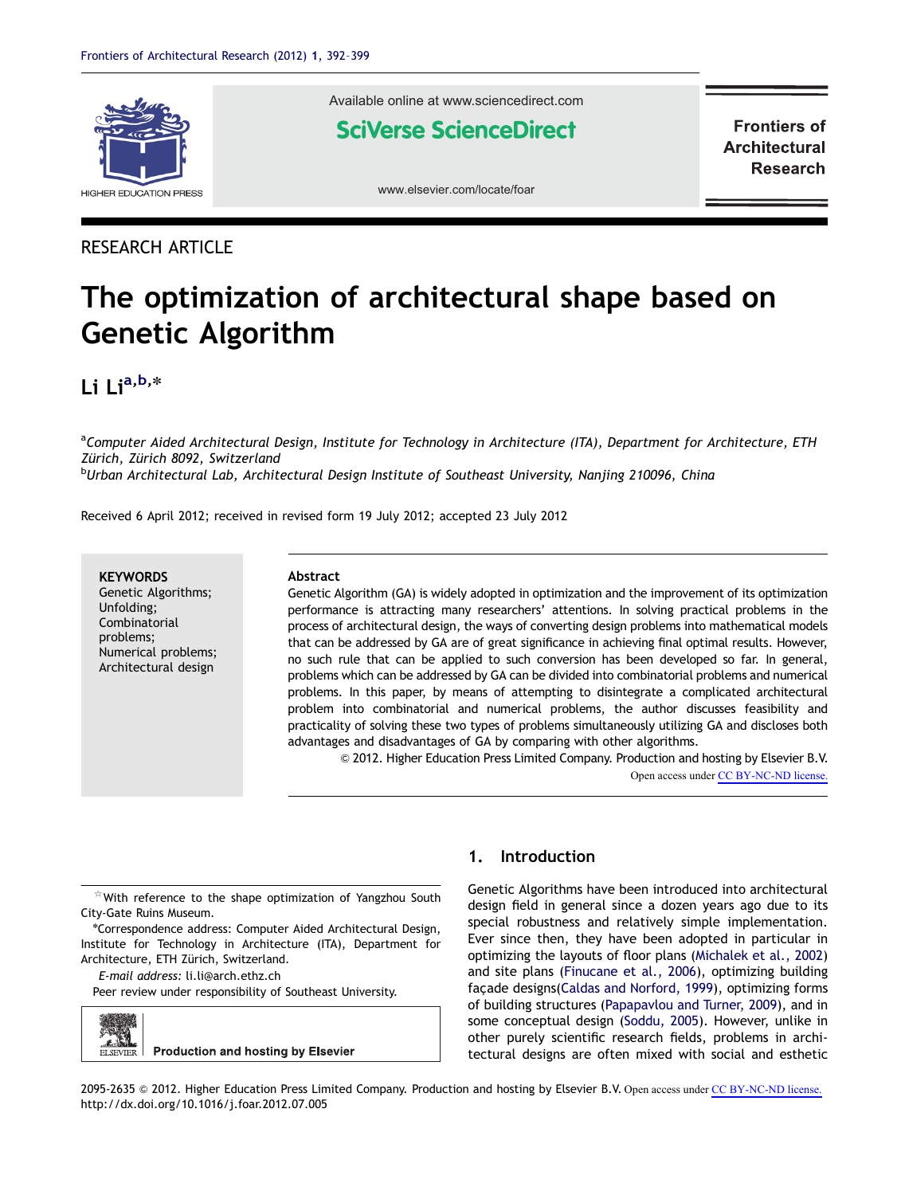RESEARCH ARTICLE

# The optimization of architectural shape based on Genetic Algorithm

**Li Li**[a,b,*]

[a]*Computer Aided Architectural Design, Institute for Technology in Architecture (ITA), Department for Architecture, ETH Zürich, Zürich 8092, Switzerland*
[b]*Urban Architectural Lab, Architectural Design Institute of Southeast University, Nanjing 210096, China*

Received 6 April 2012; received in revised form 19 July 2012; accepted 23 July 2012

**KEYWORDS**
Genetic Algorithms;
Unfolding;
Combinatorial problems;
Numerical problems;
Architectural design

**Abstract**

Genetic Algorithm (GA) is widely adopted in optimization and the improvement of its optimization performance is attracting many researchers' attentions. In solving practical problems in the process of architectural design, the ways of converting design problems into mathematical models that can be addressed by GA are of great significance in achieving final optimal results. However, no such rule that can be applied to such conversion has been developed so far. In general, problems which can be addressed by GA can be divided into combinatorial problems and numerical problems. In this paper, by means of attempting to disintegrate a complicated architectural problem into combinatorial and numerical problems, the author discusses feasibility and practicality of solving these two types of problems simultaneously utilizing GA and discloses both advantages and disadvantages of GA by comparing with other algorithms.

© 2012. Higher Education Press Limited Company. Production and hosting by Elsevier B.V.
Open access under CC BY-NC-ND license.

☆With reference to the shape optimization of Yangzhou South City-Gate Ruins Museum.

*Correspondence address: Computer Aided Architectural Design, Institute for Technology in Architecture (ITA), Department for Architecture, ETH Zürich, Switzerland.

*E-mail address:* li.li@arch.ethz.ch

Peer review under responsibility of Southeast University.

Production and hosting by Elsevier

## 1. Introduction

Genetic Algorithms have been introduced into architectural design field in general since a dozen years ago due to its special robustness and relatively simple implementation. Ever since then, they have been adopted in particular in optimizing the layouts of floor plans (Michalek et al., 2002) and site plans (Finucane et al., 2006), optimizing building façade designs(Caldas and Norford, 1999), optimizing forms of building structures (Papapavlou and Turner, 2009), and in some conceptual design (Soddu, 2005). However, unlike in other purely scientific research fields, problems in architectural designs are often mixed with social and esthetic

2095-2635 © 2012. Higher Education Press Limited Company. Production and hosting by Elsevier B.V. Open access under CC BY-NC-ND license.
http://dx.doi.org/10.1016/j.foar.2012.07.005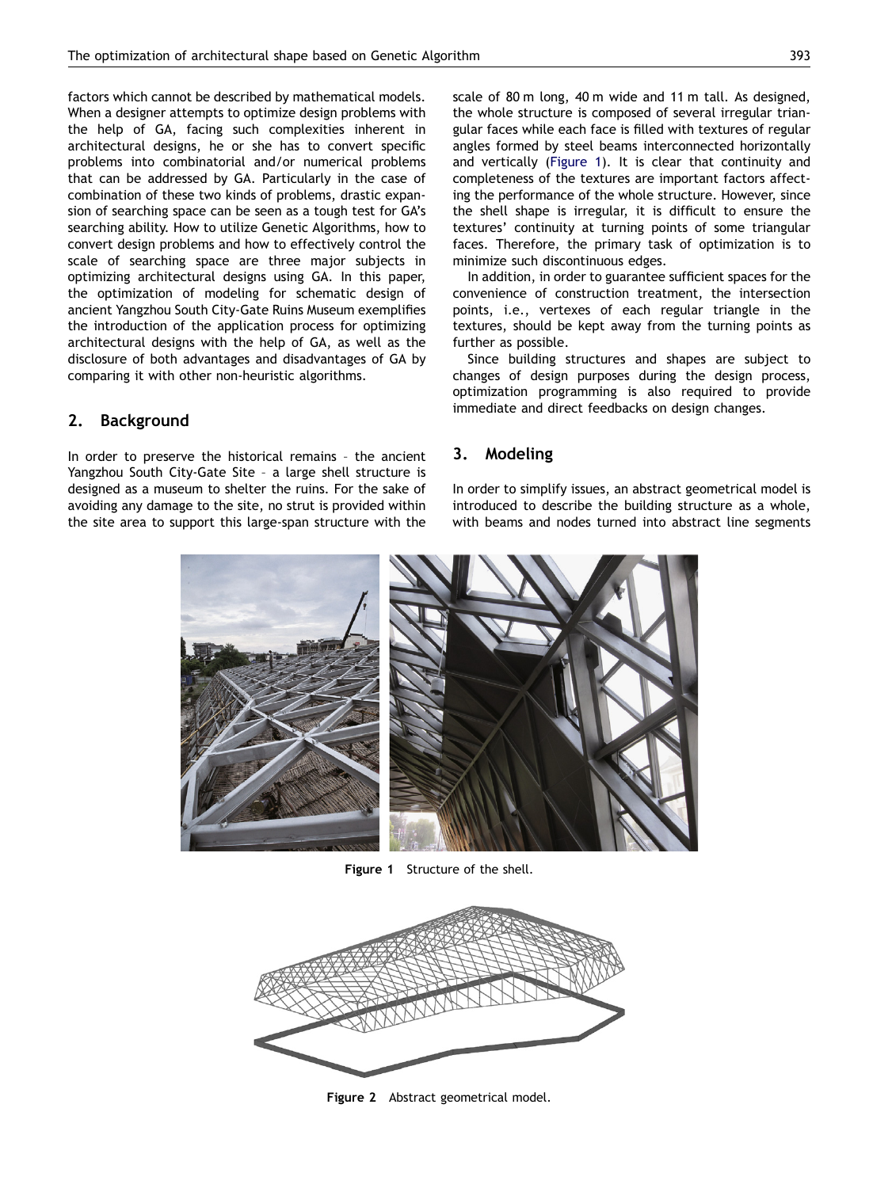factors which cannot be described by mathematical models. When a designer attempts to optimize design problems with the help of GA, facing such complexities inherent in architectural designs, he or she has to convert specific problems into combinatorial and/or numerical problems that can be addressed by GA. Particularly in the case of combination of these two kinds of problems, drastic expansion of searching space can be seen as a tough test for GA's searching ability. How to utilize Genetic Algorithms, how to convert design problems and how to effectively control the scale of searching space are three major subjects in optimizing architectural designs using GA. In this paper, the optimization of modeling for schematic design of ancient Yangzhou South City-Gate Ruins Museum exemplifies the introduction of the application process for optimizing architectural designs with the help of GA, as well as the disclosure of both advantages and disadvantages of GA by comparing it with other non-heuristic algorithms.

## 2. Background

In order to preserve the historical remains – the ancient Yangzhou South City-Gate Site – a large shell structure is designed as a museum to shelter the ruins. For the sake of avoiding any damage to the site, no strut is provided within the site area to support this large-span structure with the scale of 80 m long, 40 m wide and 11 m tall. As designed, the whole structure is composed of several irregular triangular faces while each face is filled with textures of regular angles formed by steel beams interconnected horizontally and vertically (Figure 1). It is clear that continuity and completeness of the textures are important factors affecting the performance of the whole structure. However, since the shell shape is irregular, it is difficult to ensure the textures' continuity at turning points of some triangular faces. Therefore, the primary task of optimization is to minimize such discontinuous edges.

In addition, in order to guarantee sufficient spaces for the convenience of construction treatment, the intersection points, i.e., vertexes of each regular triangle in the textures, should be kept away from the turning points as further as possible.

Since building structures and shapes are subject to changes of design purposes during the design process, optimization programming is also required to provide immediate and direct feedbacks on design changes.

## 3. Modeling

In order to simplify issues, an abstract geometrical model is introduced to describe the building structure as a whole, with beams and nodes turned into abstract line segments

**Figure 1** Structure of the shell.

**Figure 2** Abstract geometrical model.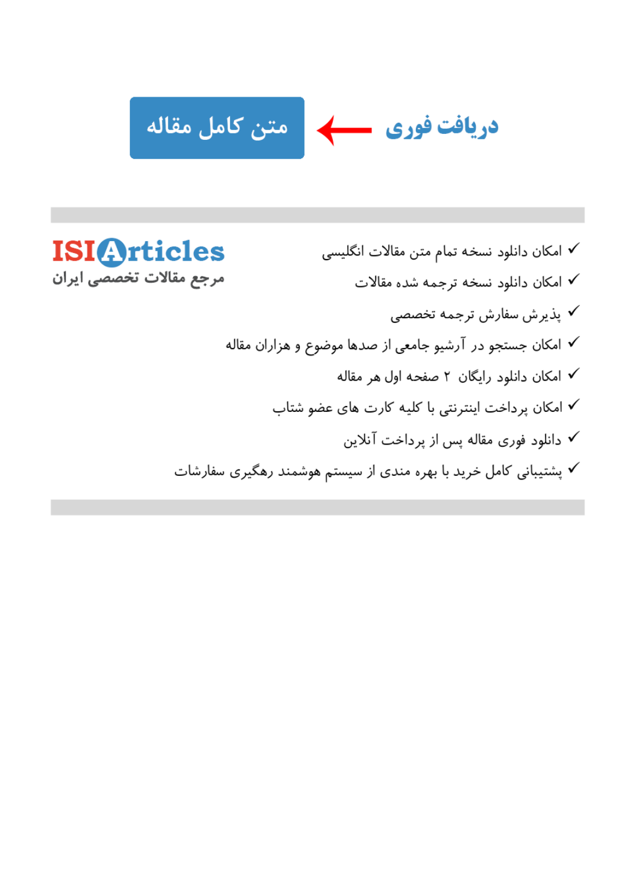دریافت فوری ← متن کامل مقاله

ISIArticles
مرجع مقالات تخصصی ایران

- ✓ امکان دانلود نسخه تمام متن مقالات انگلیسی
- ✓ امکان دانلود نسخه ترجمه شده مقالات
- ✓ پذیرش سفارش ترجمه تخصصی
- ✓ امکان جستجو در آرشیو جامعی از صدها موضوع و هزاران مقاله
- ✓ امکان دانلود رایگان ۲ صفحه اول هر مقاله
- ✓ امکان پرداخت اینترنتی با کلیه کارت های عضو شتاب
- ✓ دانلود فوری مقاله پس از پرداخت آنلاین
- ✓ پشتیبانی کامل خرید با بهره مندی از سیستم هوشمند رهگیری سفارشات